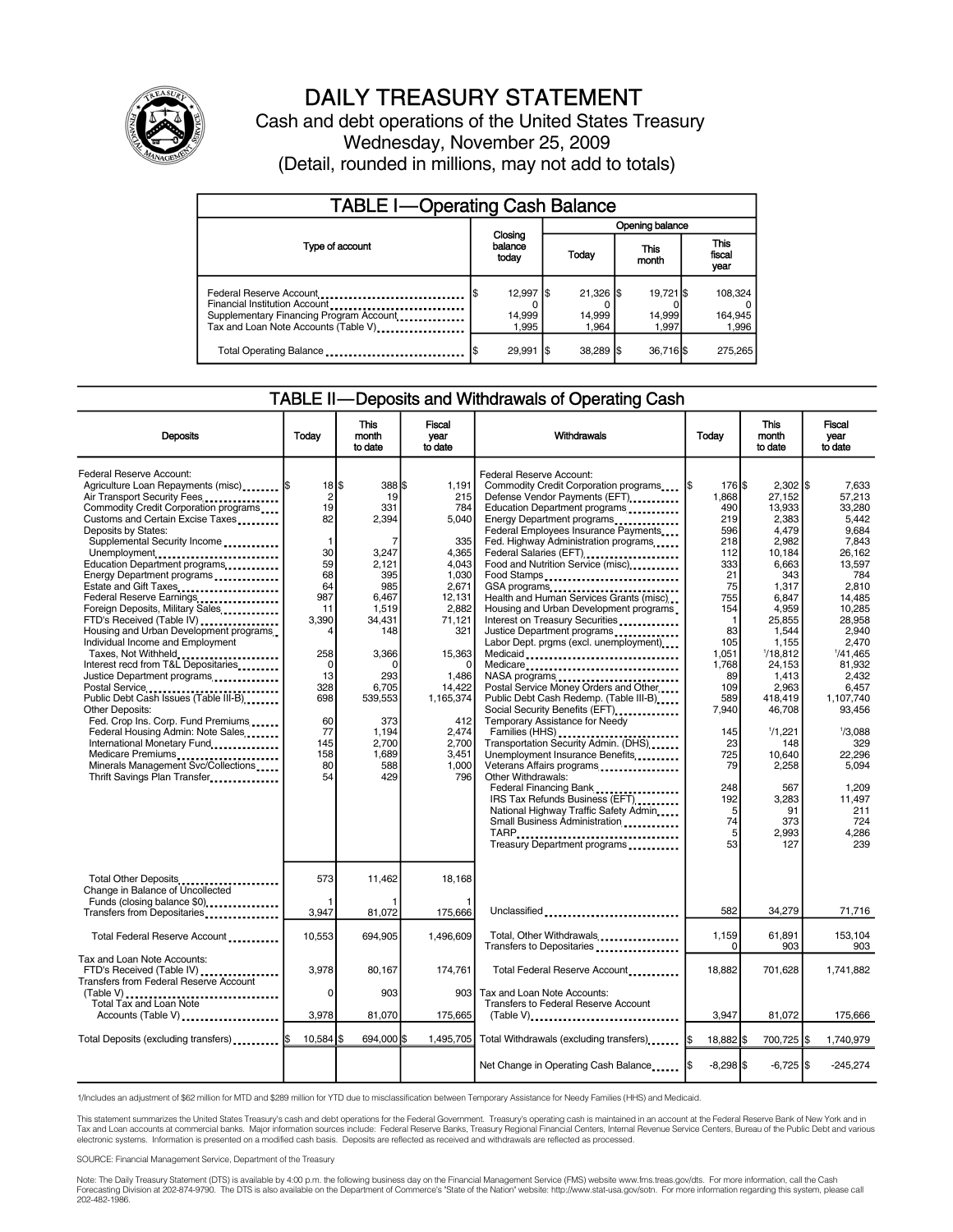# DAILY TREASURY STATEMENT

Cash and debt operations of the United States Treasury

Wednesday, November 25, 2009

(Detail, rounded in millions, may not add to totals)

## TABLE I—Operating Cash Balance

| Type of account | Closing balance today | Opening balance Today | This month | This fiscal year |
|---|---|---|---|---|
| Federal Reserve Account | $ 12,997 | $ 21,326 | $ 19,721 | $ 108,324 |
| Financial Institution Account | 0 | 0 | 0 | 0 |
| Supplementary Financing Program Account | 14,999 | 14,999 | 14,999 | 164,945 |
| Tax and Loan Note Accounts (Table V) | 1,995 | 1,964 | 1,997 | 1,996 |
| Total Operating Balance | $ 29,991 | $ 38,289 | $ 36,716 | $ 275,265 |

## TABLE II—Deposits and Withdrawals of Operating Cash

| Deposits | Today | This month to date | Fiscal year to date | Withdrawals | Today | This month to date | Fiscal year to date |
|---|---|---|---|---|---|---|---|
| Federal Reserve Account: | | | | Federal Reserve Account: | | | |
| Agriculture Loan Repayments (misc) | $ 18 | $ 388 | $ 1,191 | Commodity Credit Corporation programs | $ 176 | $ 2,302 | $ 7,633 |
| Air Transport Security Fees | 2 | 19 | 215 | Defense Vendor Payments (EFT) | 1,868 | 27,152 | 57,213 |
| Commodity Credit Corporation programs | 19 | 331 | 784 | Education Department programs | 490 | 13,933 | 33,280 |
| Customs and Certain Excise Taxes | 82 | 2,394 | 5,040 | Energy Department programs | 219 | 2,383 | 5,442 |
| Deposits by States: | | | | Federal Employees Insurance Payments | 596 | 4,479 | 9,684 |
| Supplemental Security Income | 1 | 7 | 335 | Fed. Highway Administration programs | 218 | 2,982 | 7,843 |
| Unemployment | 30 | 3,247 | 4,365 | Federal Salaries (EFT) | 112 | 10,184 | 26,162 |
| Education Department programs | 59 | 2,121 | 4,043 | Food and Nutrition Service (misc) | 333 | 6,663 | 13,597 |
| Energy Department programs | 68 | 395 | 1,030 | Food Stamps | 21 | 343 | 784 |
| Estate and Gift Taxes | 64 | 985 | 2,671 | GSA programs | 75 | 1,317 | 2,810 |
| Federal Reserve Earnings | 987 | 6,467 | 12,131 | Health and Human Services Grants (misc) | 755 | 6,847 | 14,485 |
| Foreign Deposits, Military Sales | 11 | 1,519 | 2,882 | Housing and Urban Development programs | 154 | 4,959 | 10,285 |
| FTD's Received (Table IV) | 3,390 | 34,431 | 71,121 | Interest on Treasury Securities | 1 | 25,855 | 28,958 |
| Housing and Urban Development programs | 4 | 148 | 321 | Justice Department programs | 83 | 1,544 | 2,940 |
| Individual Income and Employment | | | | Labor Dept. prgms (excl. unemployment) | 105 | 1,155 | 2,470 |
| Taxes, Not Withheld | 258 | 3,366 | 15,363 | Medicaid | 1,051 | [1]18,812 | [1]41,465 |
| Interest recd from T&L Depositaries | 0 | 0 | 0 | Medicare | 1,768 | 24,153 | 81,932 |
| Justice Department programs | 13 | 293 | 1,486 | NASA programs | 89 | 1,413 | 2,432 |
| Postal Service | 328 | 6,705 | 14,422 | Postal Service Money Orders and Other | 109 | 2,963 | 6,457 |
| Public Debt Cash Issues (Table III-B) | 698 | 539,553 | 1,165,374 | Public Debt Cash Redemp. (Table III-B) | 589 | 418,419 | 1,107,740 |
| Other Deposits: | | | | Social Security Benefits (EFT) | 7,940 | 46,708 | 93,456 |
| Fed. Crop Ins. Corp. Fund Premiums | 60 | 373 | 412 | Temporary Assistance for Needy | | | |
| Federal Housing Admin: Note Sales | 77 | 1,194 | 2,474 | Families (HHS) | 145 | [1]1,221 | [1]3,088 |
| International Monetary Fund | 145 | 2,700 | 2,700 | Transportation Security Admin. (DHS) | 23 | 148 | 329 |
| Medicare Premiums | 158 | 1,689 | 3,451 | Unemployment Insurance Benefits | 725 | 10,640 | 22,296 |
| Minerals Management Svc/Collections | 80 | 588 | 1,000 | Veterans Affairs programs | 79 | 2,258 | 5,094 |
| Thrift Savings Plan Transfer | 54 | 429 | 796 | Other Withdrawals: | | | |
| | | | | Federal Financing Bank | 248 | 567 | 1,209 |
| | | | | IRS Tax Refunds Business (EFT) | 192 | 3,283 | 11,497 |
| | | | | National Highway Traffic Safety Admin | 5 | 91 | 211 |
| | | | | Small Business Administration | 74 | 373 | 724 |
| | | | | TARP | 5 | 2,993 | 4,286 |
| | | | | Treasury Department programs | 53 | 127 | 239 |
| Total Other Deposits | 573 | 11,462 | 18,168 | | | | |
| Change in Balance of Uncollected Funds (closing balance $0) | 1 | 1 | 1 | | | | |
| Transfers from Depositaries | 3,947 | 81,072 | 175,666 | Unclassified | 582 | 34,279 | 71,716 |
| Total Federal Reserve Account | 10,553 | 694,905 | 1,496,609 | Total, Other Withdrawals | 1,159 | 61,891 | 153,104 |
| | | | | Transfers to Depositaries | 0 | 903 | 903 |
| Tax and Loan Note Accounts: | | | | Total Federal Reserve Account | 18,882 | 701,628 | 1,741,882 |
| FTD's Received (Table IV) | 3,978 | 80,167 | 174,761 | | | | |
| Transfers from Federal Reserve Account (Table V) | 0 | 903 | 903 | Tax and Loan Note Accounts: Transfers to Federal Reserve Account (Table V) | 3,947 | 81,072 | 175,666 |
| Total Tax and Loan Note Accounts (Table V) | 3,978 | 81,070 | 175,665 | | | | |
| Total Deposits (excluding transfers) | $ 10,584 | $ 694,000 | $ 1,495,705 | Total Withdrawals (excluding transfers) | $ 18,882 | $ 700,725 | $ 1,740,979 |
| | | | | Net Change in Operating Cash Balance | $ -8,298 | $ -6,725 | $ -245,274 |

1/Includes an adjustment of $62 million for MTD and $289 million for YTD due to misclassification between Temporary Assistance for Needy Families (HHS) and Medicaid.

This statement summarizes the United States Treasury's cash and debt operations for the Federal Government. Treasury's operating cash is maintained in an account at the Federal Reserve Bank of New York and in Tax and Loan accounts at commercial banks. Major information sources include: Federal Reserve Banks, Treasury Regional Financial Centers, Internal Revenue Service Centers, Bureau of the Public Debt and various electronic systems. Information is presented on a modified cash basis. Deposits are reflected as received and withdrawals are reflected as processed.

SOURCE: Financial Management Service, Department of the Treasury

Note: The Daily Treasury Statement (DTS) is available by 4:00 p.m. the following business day on the Financial Management Service (FMS) website www.fms.treas.gov/dts. For more information, call the Cash Forecasting Division at 202-874-9790. The DTS is also available on the Department of Commerce's "State of the Nation" website: http://www.stat-usa.gov/sotn. For more information regarding this system, please call 202-482-1986.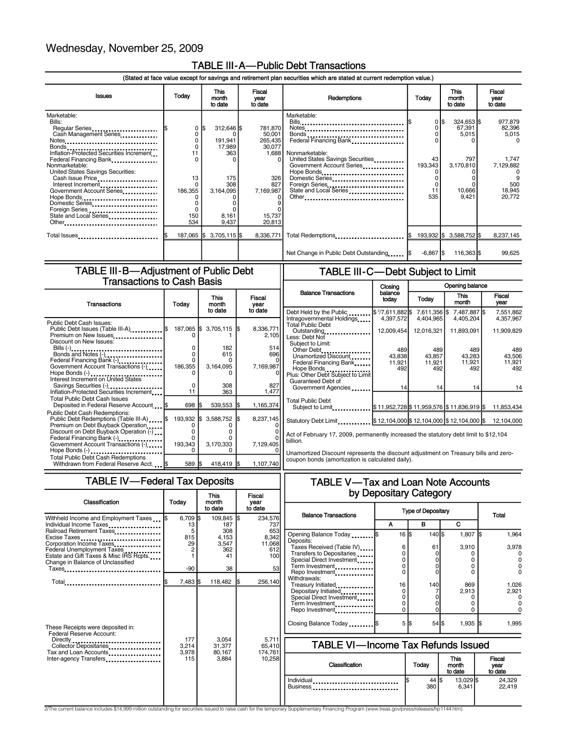Wednesday, November 25, 2009

## TABLE III-A—Public Debt Transactions

(Stated at face value except for savings and retirement plan securities which are stated at current redemption value.)

| Issues | Today | This month to date | Fiscal year to date | Redemptions | Today | This month to date | Fiscal year to date |
|---|---|---|---|---|---|---|---|
| Marketable: | | | | Marketable: | | | |
| Bills: | | | | Bills | $ 0 | $ 324,653 | $ 977,879 |
| Regular Series | $ 0 | $ 312,646 | $ 781,870 | Notes | 0 | 67,391 | 82,396 |
| Cash Management Series | 0 | 0 | 50,001 | Bonds | 0 | 5,015 | 5,015 |
| Notes | 0 | 191,941 | 265,435 | Federal Financing Bank | 0 | 0 | 0 |
| Bonds | 0 | 17,989 | 30,077 | | | | |
| Inflation-Protected Securities Increment | 11 | 363 | 1,688 | Nonmarketable: | | | |
| Federal Financing Bank | 0 | 0 | 0 | United States Savings Securities | 43 | 797 | 1,747 |
| Nonmarketable: | | | | Government Account Series | 193,343 | 3,170,810 | 7,129,882 |
| United States Savings Securities: | | | | Hope Bonds | 0 | 0 | 0 |
| Cash Issue Price | 13 | 175 | 326 | Domestic Series | 0 | 0 | 9 |
| Interest Increment | 0 | 308 | 827 | Foreign Series | 0 | 0 | 500 |
| Government Account Series | 186,355 | 3,164,095 | 7,169,987 | State and Local Series | 11 | 10,666 | 18,945 |
| Hope Bonds | 0 | 0 | 0 | Other | 535 | 9,421 | 20,772 |
| Domestic Series | 0 | 0 | 9 | | | | |
| Foreign Series | 0 | 0 | 0 | | | | |
| State and Local Series | 150 | 8,161 | 15,737 | | | | |
| Other | 534 | 9,437 | 20,813 | | | | |
| Total Issues | $ 187,065 | $ 3,705,115 | $ 8,336,771 | Total Redemptions | $ 193,932 | $ 3,588,752 | $ 8,237,145 |
| | | | | Net Change in Public Debt Outstanding | $ -6,867 | $ 116,363 | $ 99,625 |

## TABLE III-B—Adjustment of Public Debt Transactions to Cash Basis

| Transactions | Today | This month to date | Fiscal year to date |
|---|---|---|---|
| Public Debt Cash Issues: | | | |
| Public Debt Issues (Table III-A) | $ 187,065 | $ 3,705,115 | $ 8,336,771 |
| Premium on New Issues | 0 | 1 | 2,105 |
| Discount on New Issues: | | | |
| Bills (-) | 0 | 182 | 514 |
| Bonds and Notes (-) | 0 | 615 | 696 |
| Federal Financing Bank (-) | 0 | 0 | 0 |
| Government Account Transactions (-) | 186,355 | 3,164,095 | 7,169,987 |
| Hope Bonds (-) | 0 | 0 | 0 |
| Interest Increment on United States Savings Securities (-) | 0 | 308 | 827 |
| Inflation-Protected Securities Increment | 11 | 363 | 1,477 |
| Total Public Debt Cash Issues Deposited in Federal Reserve Account | $ 698 | $ 539,553 | $ 1,165,374 |
| Public Debt Cash Redemptions: | | | |
| Public Debt Redemptions (Table III-A) | $ 193,932 | $ 3,588,752 | $ 8,237,145 |
| Premium on Debt Buyback Operation | 0 | 0 | 0 |
| Discount on Debt Buyback Operation (-) | 0 | 0 | 0 |
| Federal Financing Bank (-) | 0 | 0 | 0 |
| Government Account Transactions (-) | 193,343 | 3,170,333 | 7,129,405 |
| Hope Bonds (-) | 0 | 0 | 0 |
| Total Public Debt Cash Redemptions Withdrawn from Federal Reserve Acct. | $ 589 | $ 418,419 | $ 1,107,740 |

## TABLE III-C—Debt Subject to Limit

| Balance Transactions | Closing balance today | Opening balance Today | Opening balance This month | Opening balance Fiscal year |
|---|---|---|---|---|
| Debt Held by the Public | $ [2]7,611,882 | $ 7,611,356 | $ 7,487,887 | $ 7,551,862 |
| Intragovernmental Holdings | 4,397,572 | 4,404,965 | 4,405,204 | 4,357,967 |
| Total Public Debt Outstanding | 12,009,454 | 12,016,321 | 11,893,091 | 11,909,829 |
| Less: Debt Not Subject to Limit: | | | | |
| Other Debt | 489 | 489 | 489 | 489 |
| Unamortized Discount | 43,838 | 43,857 | 43,283 | 43,506 |
| Federal Financing Bank | 11,921 | 11,921 | 11,921 | 11,921 |
| Hope Bonds | 492 | 492 | 492 | 492 |
| Plus: Other Debt Subject to Limit | | | | |
| Guaranteed Debt of Government Agencies | 14 | 14 | 14 | 14 |
| Total Public Debt Subject to Limit | $ 11,952,728 | $ 11,959,576 | $ 11,836,919 | $ 11,853,434 |
| Statutory Debt Limit | $ 12,104,000 | $ 12,104,000 | $ 12,104,000 | $ 12,104,000 |

Act of February 17, 2009, permanently increased the statutory debt limit to $12,104 billion.

Unamortized Discount represents the discount adjustment on Treasury bills and zero-coupon bonds (amortization is calculated daily).

## TABLE IV—Federal Tax Deposits

| Classification | Today | This month to date | Fiscal year to date |
|---|---|---|---|
| Withheld Income and Employment Taxes | $ 6,709 | $ 109,845 | $ 234,576 |
| Individual Income Taxes | 13 | 187 | 737 |
| Railroad Retirement Taxes | 5 | 308 | 653 |
| Excise Taxes | 815 | 4,153 | 8,342 |
| Corporation Income Taxes | 29 | 3,547 | 11,068 |
| Federal Unemployment Taxes | 2 | 362 | 612 |
| Estate and Gift Taxes & Misc IRS Rcpts. | 1 | 41 | 100 |
| Change in Balance of Unclassified Taxes | -90 | 38 | 53 |
| Total | $ 7,483 | $ 118,482 | $ 256,140 |
| These Receipts were deposited in: | | | |
| Federal Reserve Account: | | | |
| Directly | 177 | 3,054 | 5,711 |
| Collector Depositaries | 3,214 | 31,377 | 65,410 |
| Tax and Loan Accounts | 3,978 | 80,167 | 174,761 |
| Inter-agency Transfers | 115 | 3,884 | 10,258 |

## TABLE V—Tax and Loan Note Accounts by Depositary Category

| Balance Transactions | Type of Depositary A | B | C | Total |
|---|---|---|---|---|
| Opening Balance Today | $ 16 | $ 140 | $ 1,807 | $ 1,964 |
| Deposits: | | | | |
| Taxes Received (Table IV) | 6 | 61 | 3,910 | 3,978 |
| Transfers to Depositaries | 0 | 0 | 0 | 0 |
| Special Direct Investment | 0 | 0 | 0 | 0 |
| Term Investment | 0 | 0 | 0 | 0 |
| Repo Investment | 0 | 0 | 0 | 0 |
| Withdrawals: | | | | |
| Treasury Initiated | 16 | 140 | 869 | 1,026 |
| Depositary Initiated | 0 | 7 | 2,913 | 2,921 |
| Special Direct Investment | 0 | 0 | 0 | 0 |
| Term Investment | 0 | 0 | 0 | 0 |
| Repo Investment | 0 | 0 | 0 | 0 |
| Closing Balance Today | $ 5 | $ 54 | $ 1,935 | $ 1,995 |

## TABLE VI—Income Tax Refunds Issued

| Classification | Today | This month to date | Fiscal year to date |
|---|---|---|---|
| Individual | $ 44 | $ 13,029 | $ 24,329 |
| Business | 380 | 6,341 | 22,419 |

2/The current balance includes $14,999 million outstanding for securities issued to raise cash for the temporary Supplementary Financing Program (www.treas.gov/press/releases/hp1144.htm).